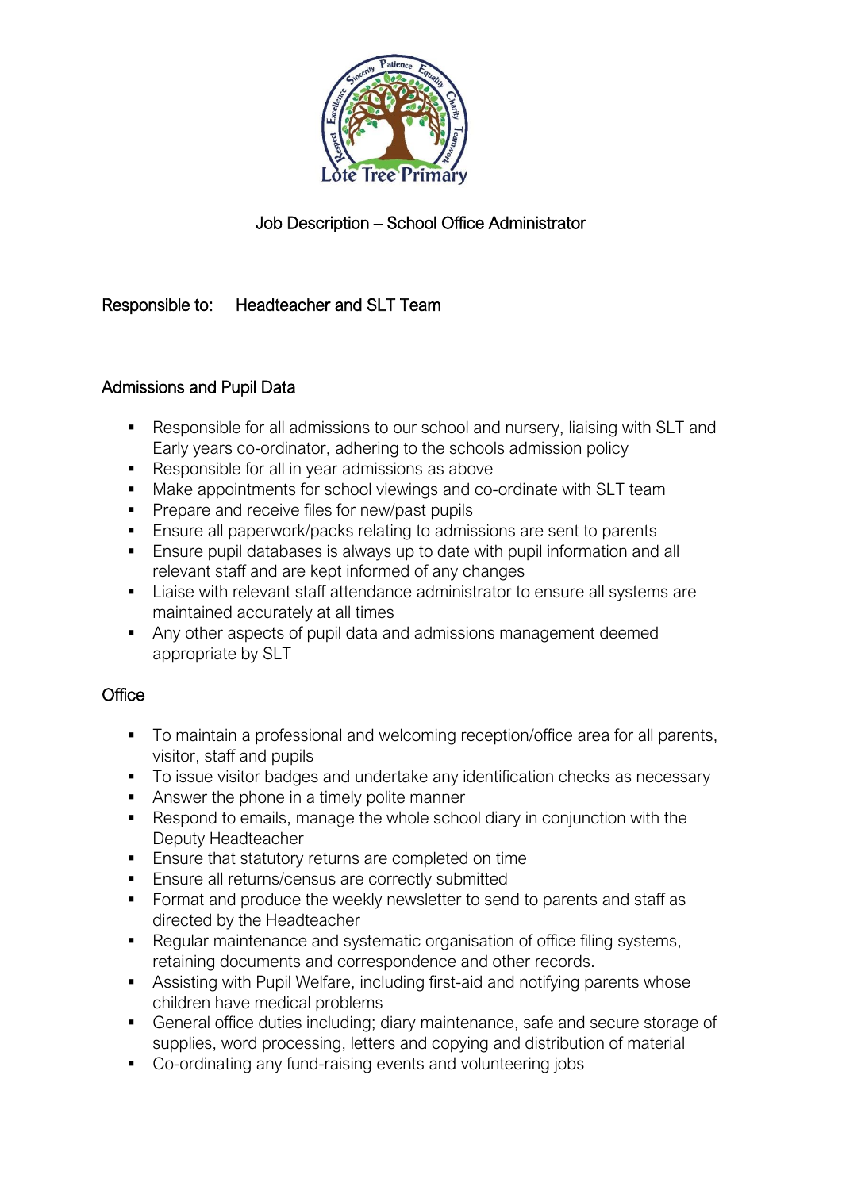Lote Tree Primary

# Job Description – School Office Administrator

Responsible to: Headteacher and SLT Team

## Admissions and Pupil Data

- Responsible for all admissions to our school and nursery, liaising with SLT and Early years co-ordinator, adhering to the schools admission policy
- Responsible for all in year admissions as above
- Make appointments for school viewings and co-ordinate with SLT team
- Prepare and receive files for new/past pupils
- Ensure all paperwork/packs relating to admissions are sent to parents
- Ensure pupil databases is always up to date with pupil information and all relevant staff and are kept informed of any changes
- Liaise with relevant staff attendance administrator to ensure all systems are maintained accurately at all times
- Any other aspects of pupil data and admissions management deemed appropriate by SLT

## Office

- To maintain a professional and welcoming reception/office area for all parents, visitor, staff and pupils
- To issue visitor badges and undertake any identification checks as necessary
- Answer the phone in a timely polite manner
- Respond to emails, manage the whole school diary in conjunction with the Deputy Headteacher
- Ensure that statutory returns are completed on time
- Ensure all returns/census are correctly submitted
- Format and produce the weekly newsletter to send to parents and staff as directed by the Headteacher
- Regular maintenance and systematic organisation of office filing systems, retaining documents and correspondence and other records.
- Assisting with Pupil Welfare, including first-aid and notifying parents whose children have medical problems
- General office duties including; diary maintenance, safe and secure storage of supplies, word processing, letters and copying and distribution of material
- Co-ordinating any fund-raising events and volunteering jobs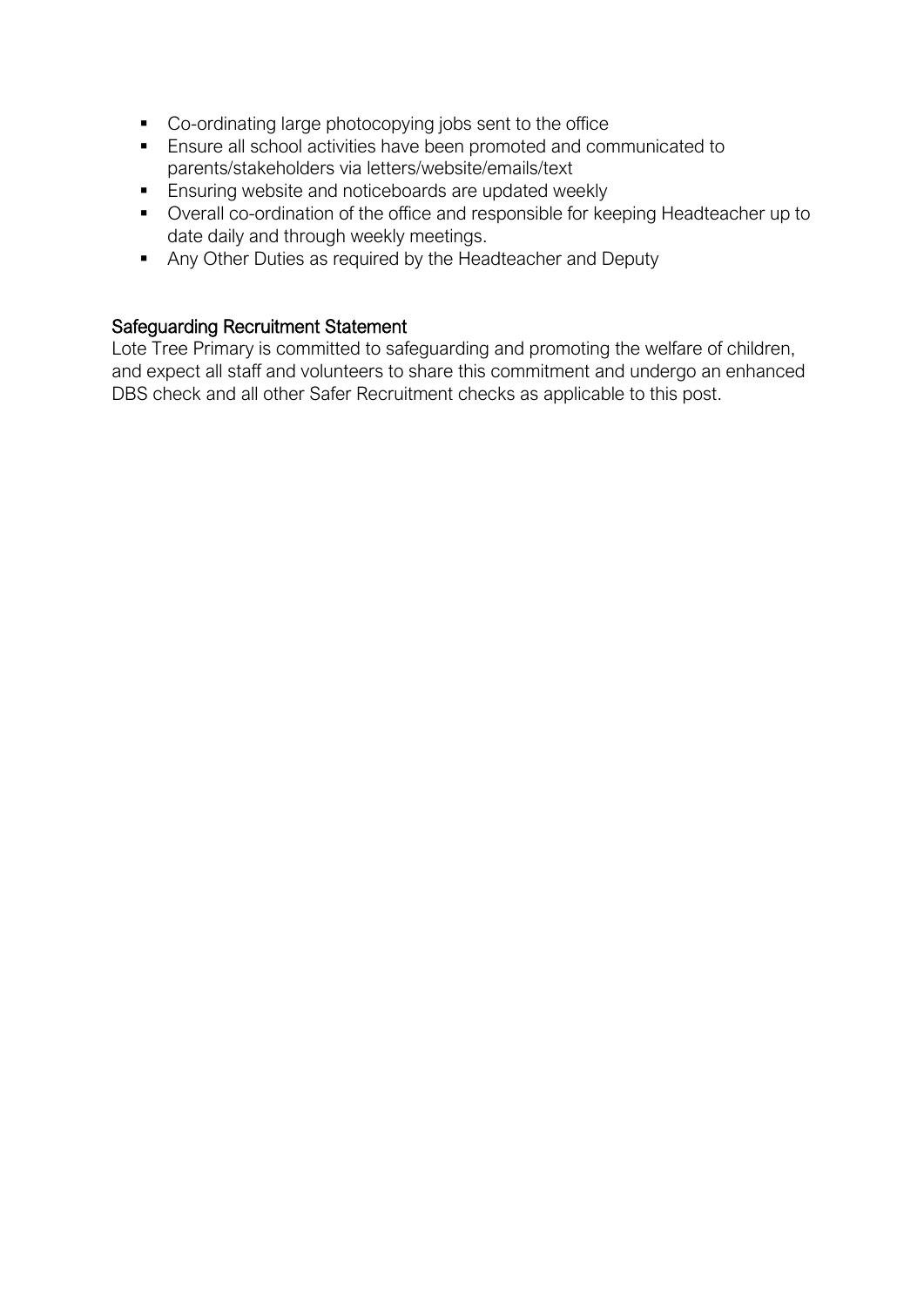- Co-ordinating large photocopying jobs sent to the office
- Ensure all school activities have been promoted and communicated to parents/stakeholders via letters/website/emails/text
- Ensuring website and noticeboards are updated weekly
- Overall co-ordination of the office and responsible for keeping Headteacher up to date daily and through weekly meetings.
- Any Other Duties as required by the Headteacher and Deputy

## Safeguarding Recruitment Statement

Lote Tree Primary is committed to safeguarding and promoting the welfare of children, and expect all staff and volunteers to share this commitment and undergo an enhanced DBS check and all other Safer Recruitment checks as applicable to this post.